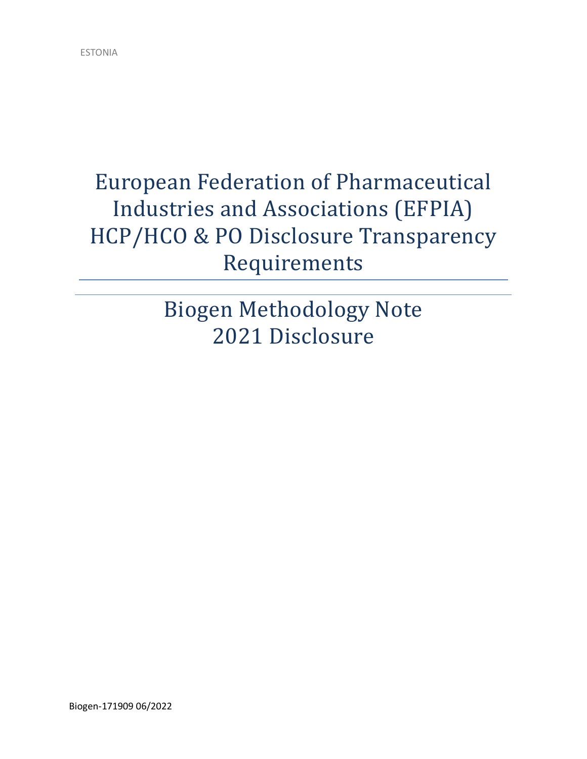ESTONIA

# European Federation of Pharmaceutical Industries and Associations (EFPIA) HCP/HCO & PO Disclosure Transparency Requirements

## Biogen Methodology Note
## 2021 Disclosure

Biogen-171909 06/2022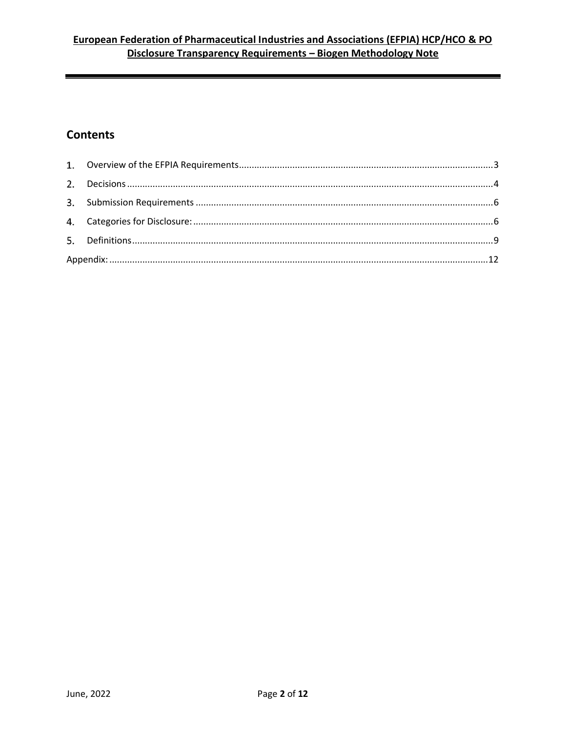## Contents

1. Overview of the EFPIA Requirements........3
2. Decisions........4
3. Submission Requirements........6
4. Categories for Disclosure:........6
5. Definitions........9

Appendix:........12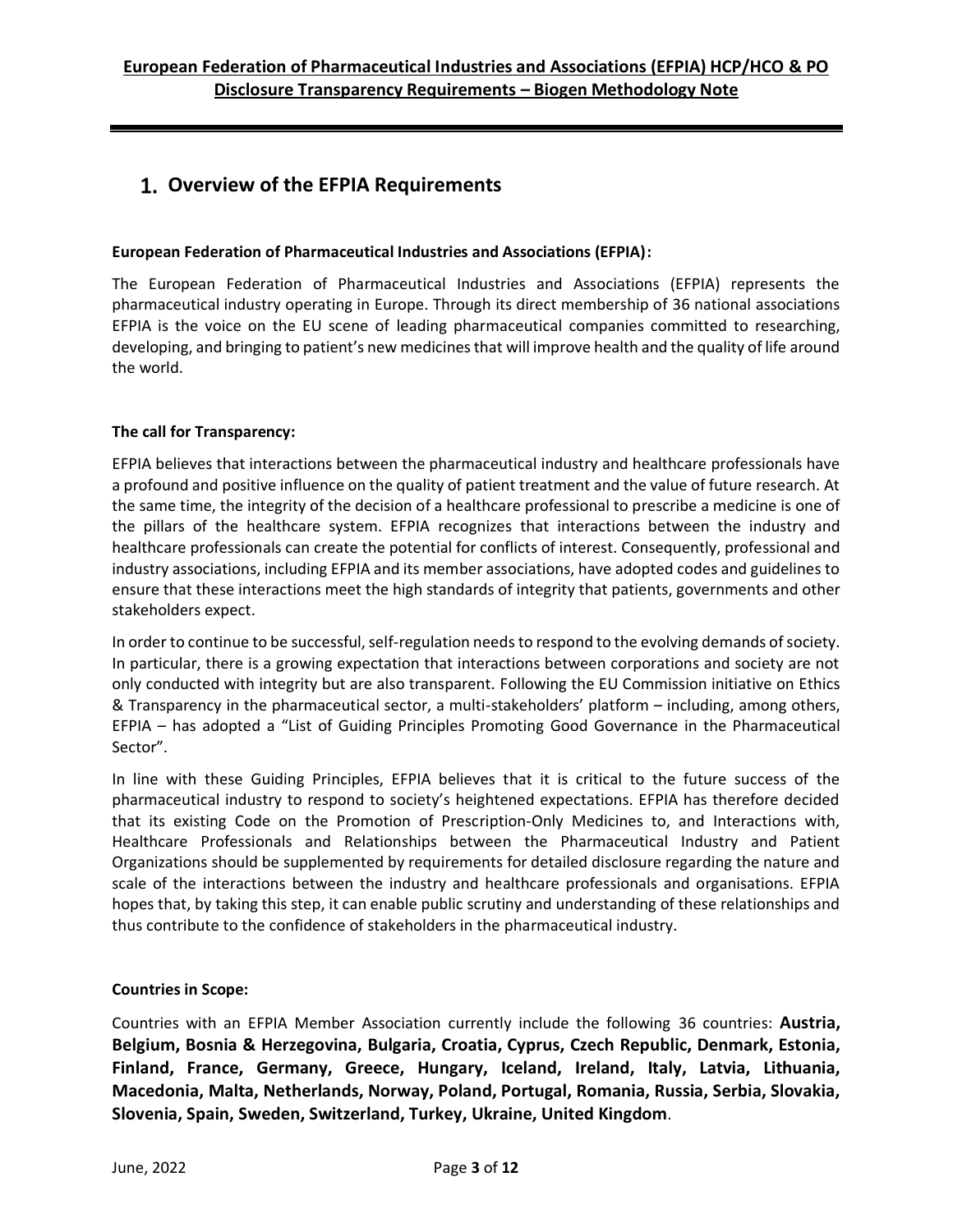## 1. Overview of the EFPIA Requirements

**European Federation of Pharmaceutical Industries and Associations (EFPIA):**

The European Federation of Pharmaceutical Industries and Associations (EFPIA) represents the pharmaceutical industry operating in Europe. Through its direct membership of 36 national associations EFPIA is the voice on the EU scene of leading pharmaceutical companies committed to researching, developing, and bringing to patient's new medicines that will improve health and the quality of life around the world.

**The call for Transparency:**

EFPIA believes that interactions between the pharmaceutical industry and healthcare professionals have a profound and positive influence on the quality of patient treatment and the value of future research. At the same time, the integrity of the decision of a healthcare professional to prescribe a medicine is one of the pillars of the healthcare system. EFPIA recognizes that interactions between the industry and healthcare professionals can create the potential for conflicts of interest. Consequently, professional and industry associations, including EFPIA and its member associations, have adopted codes and guidelines to ensure that these interactions meet the high standards of integrity that patients, governments and other stakeholders expect.

In order to continue to be successful, self-regulation needs to respond to the evolving demands of society. In particular, there is a growing expectation that interactions between corporations and society are not only conducted with integrity but are also transparent. Following the EU Commission initiative on Ethics & Transparency in the pharmaceutical sector, a multi-stakeholders' platform – including, among others, EFPIA – has adopted a "List of Guiding Principles Promoting Good Governance in the Pharmaceutical Sector".

In line with these Guiding Principles, EFPIA believes that it is critical to the future success of the pharmaceutical industry to respond to society's heightened expectations. EFPIA has therefore decided that its existing Code on the Promotion of Prescription-Only Medicines to, and Interactions with, Healthcare Professionals and Relationships between the Pharmaceutical Industry and Patient Organizations should be supplemented by requirements for detailed disclosure regarding the nature and scale of the interactions between the industry and healthcare professionals and organisations. EFPIA hopes that, by taking this step, it can enable public scrutiny and understanding of these relationships and thus contribute to the confidence of stakeholders in the pharmaceutical industry.

**Countries in Scope:**

Countries with an EFPIA Member Association currently include the following 36 countries: **Austria, Belgium, Bosnia & Herzegovina, Bulgaria, Croatia, Cyprus, Czech Republic, Denmark, Estonia, Finland, France, Germany, Greece, Hungary, Iceland, Ireland, Italy, Latvia, Lithuania, Macedonia, Malta, Netherlands, Norway, Poland, Portugal, Romania, Russia, Serbia, Slovakia, Slovenia, Spain, Sweden, Switzerland, Turkey, Ukraine, United Kingdom**.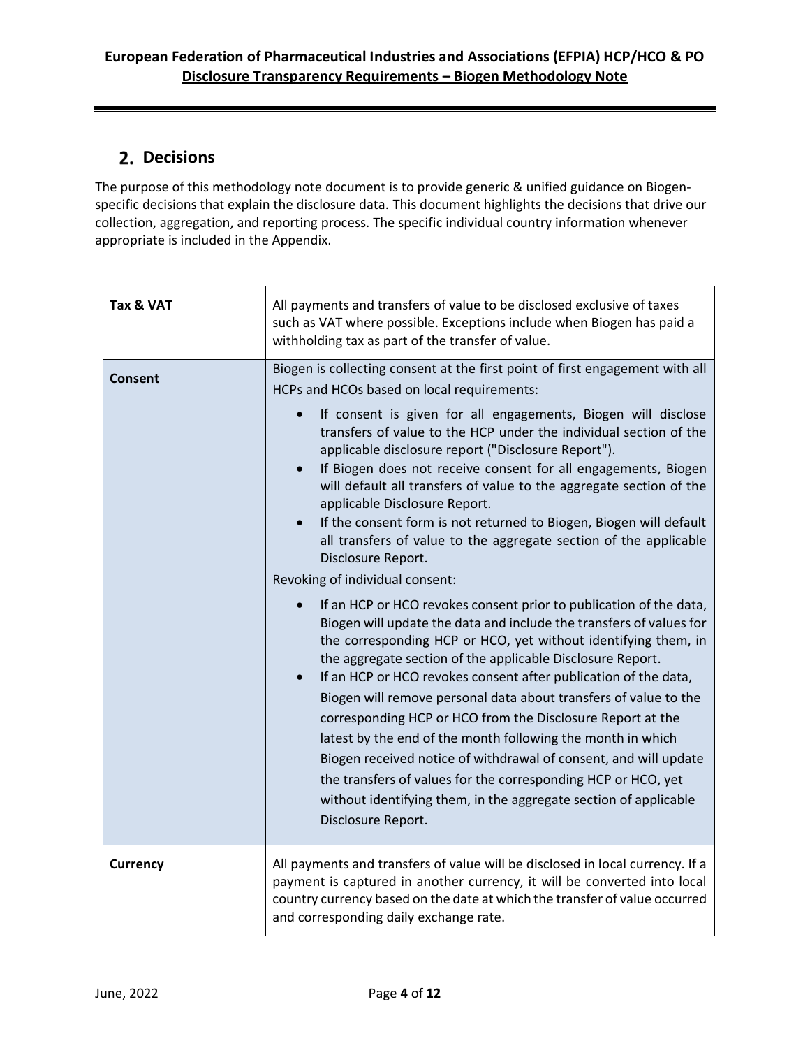## 2. Decisions

The purpose of this methodology note document is to provide generic & unified guidance on Biogen-specific decisions that explain the disclosure data. This document highlights the decisions that drive our collection, aggregation, and reporting process. The specific individual country information whenever appropriate is included in the Appendix.

| | |
|---|---|
| **Tax & VAT** | All payments and transfers of value to be disclosed exclusive of taxes such as VAT where possible. Exceptions include when Biogen has paid a withholding tax as part of the transfer of value. |
| **Consent** | Biogen is collecting consent at the first point of first engagement with all HCPs and HCOs based on local requirements:<br>• If consent is given for all engagements, Biogen will disclose transfers of value to the HCP under the individual section of the applicable disclosure report ("Disclosure Report").<br>• If Biogen does not receive consent for all engagements, Biogen will default all transfers of value to the aggregate section of the applicable Disclosure Report.<br>• If the consent form is not returned to Biogen, Biogen will default all transfers of value to the aggregate section of the applicable Disclosure Report.<br>Revoking of individual consent:<br>• If an HCP or HCO revokes consent prior to publication of the data, Biogen will update the data and include the transfers of values for the corresponding HCP or HCO, yet without identifying them, in the aggregate section of the applicable Disclosure Report.<br>• If an HCP or HCO revokes consent after publication of the data, Biogen will remove personal data about transfers of value to the corresponding HCP or HCO from the Disclosure Report at the latest by the end of the month following the month in which Biogen received notice of withdrawal of consent, and will update the transfers of values for the corresponding HCP or HCO, yet without identifying them, in the aggregate section of applicable Disclosure Report. |
| **Currency** | All payments and transfers of value will be disclosed in local currency. If a payment is captured in another currency, it will be converted into local country currency based on the date at which the transfer of value occurred and corresponding daily exchange rate. |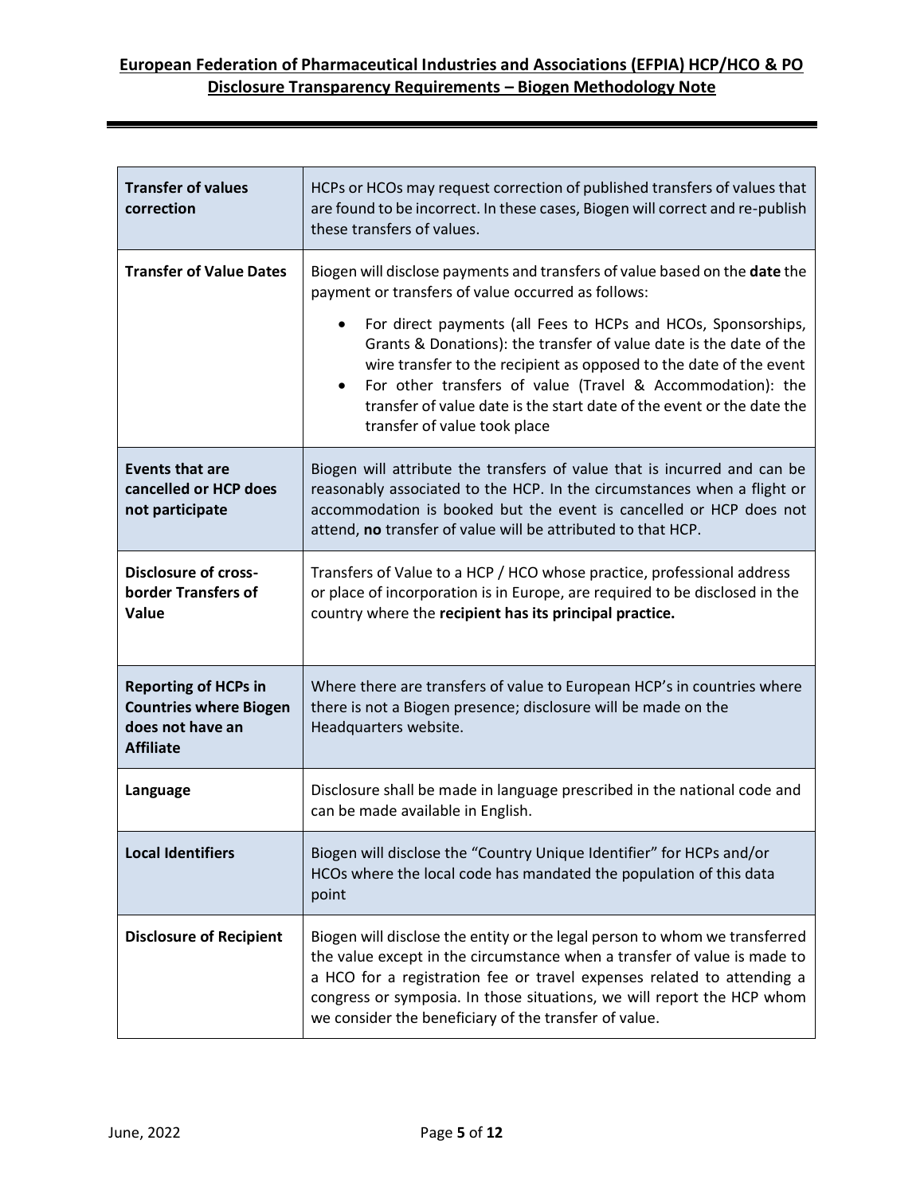| | |
|---|---|
| **Transfer of values correction** | HCPs or HCOs may request correction of published transfers of values that are found to be incorrect. In these cases, Biogen will correct and re-publish these transfers of values. |
| **Transfer of Value Dates** | Biogen will disclose payments and transfers of value based on the **date** the payment or transfers of value occurred as follows:<br>• For direct payments (all Fees to HCPs and HCOs, Sponsorships, Grants & Donations): the transfer of value date is the date of the wire transfer to the recipient as opposed to the date of the event<br>• For other transfers of value (Travel & Accommodation): the transfer of value date is the start date of the event or the date the transfer of value took place |
| **Events that are cancelled or HCP does not participate** | Biogen will attribute the transfers of value that is incurred and can be reasonably associated to the HCP. In the circumstances when a flight or accommodation is booked but the event is cancelled or HCP does not attend, **no** transfer of value will be attributed to that HCP. |
| **Disclosure of cross-border Transfers of Value** | Transfers of Value to a HCP / HCO whose practice, professional address or place of incorporation is in Europe, are required to be disclosed in the country where the **recipient has its principal practice.** |
| **Reporting of HCPs in Countries where Biogen does not have an Affiliate** | Where there are transfers of value to European HCP's in countries where there is not a Biogen presence; disclosure will be made on the Headquarters website. |
| **Language** | Disclosure shall be made in language prescribed in the national code and can be made available in English. |
| **Local Identifiers** | Biogen will disclose the "Country Unique Identifier" for HCPs and/or HCOs where the local code has mandated the population of this data point |
| **Disclosure of Recipient** | Biogen will disclose the entity or the legal person to whom we transferred the value except in the circumstance when a transfer of value is made to a HCO for a registration fee or travel expenses related to attending a congress or symposia. In those situations, we will report the HCP whom we consider the beneficiary of the transfer of value. |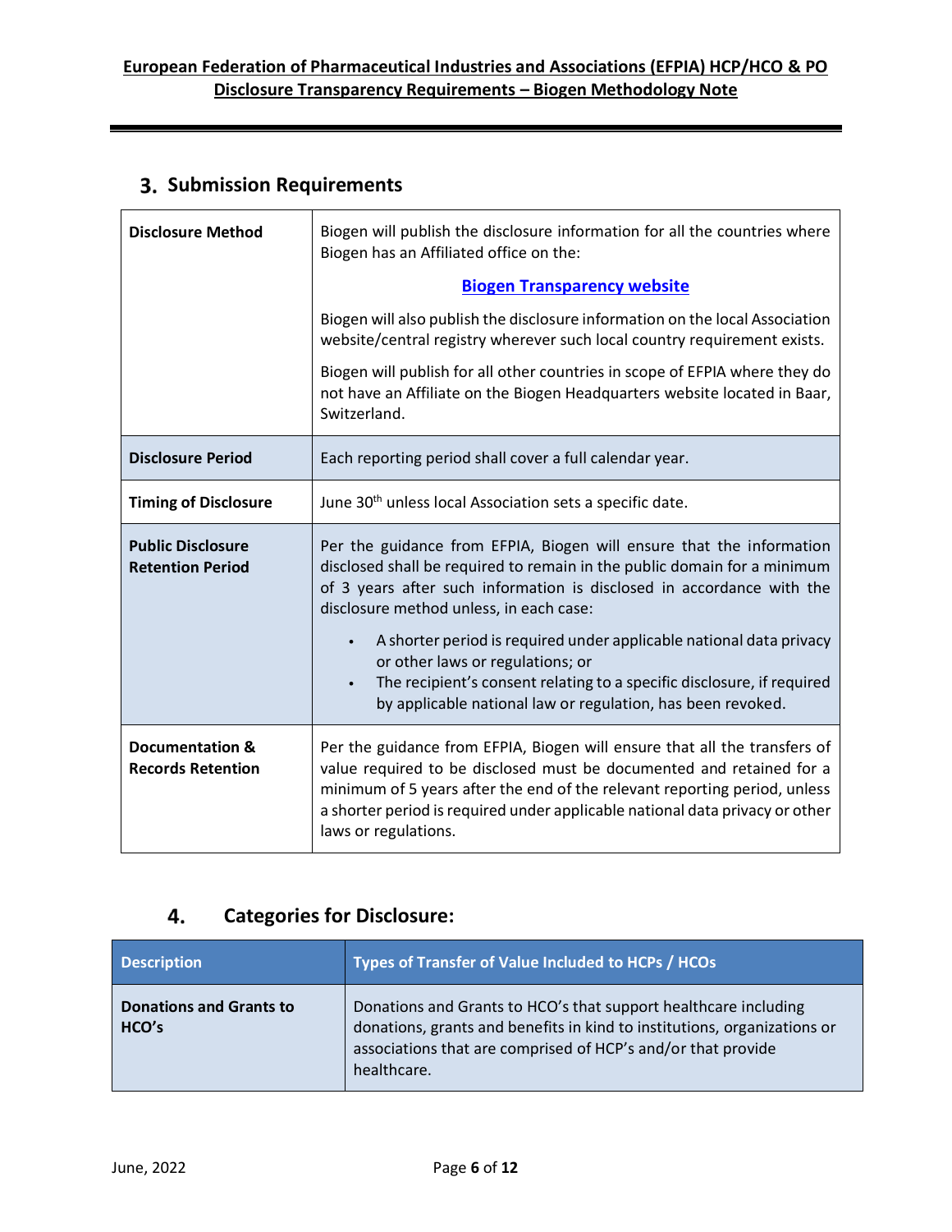## 3. Submission Requirements

| | |
|---|---|
| **Disclosure Method** | Biogen will publish the disclosure information for all the countries where Biogen has an Affiliated office on the: **Biogen Transparency website** Biogen will also publish the disclosure information on the local Association website/central registry wherever such local country requirement exists. Biogen will publish for all other countries in scope of EFPIA where they do not have an Affiliate on the Biogen Headquarters website located in Baar, Switzerland. |
| **Disclosure Period** | Each reporting period shall cover a full calendar year. |
| **Timing of Disclosure** | June 30th unless local Association sets a specific date. |
| **Public Disclosure Retention Period** | Per the guidance from EFPIA, Biogen will ensure that the information disclosed shall be required to remain in the public domain for a minimum of 3 years after such information is disclosed in accordance with the disclosure method unless, in each case: • A shorter period is required under applicable national data privacy or other laws or regulations; or • The recipient's consent relating to a specific disclosure, if required by applicable national law or regulation, has been revoked. |
| **Documentation & Records Retention** | Per the guidance from EFPIA, Biogen will ensure that all the transfers of value required to be disclosed must be documented and retained for a minimum of 5 years after the end of the relevant reporting period, unless a shorter period is required under applicable national data privacy or other laws or regulations. |

## 4. Categories for Disclosure:

| Description | Types of Transfer of Value Included to HCPs / HCOs |
|---|---|
| **Donations and Grants to HCO's** | Donations and Grants to HCO's that support healthcare including donations, grants and benefits in kind to institutions, organizations or associations that are comprised of HCP's and/or that provide healthcare. |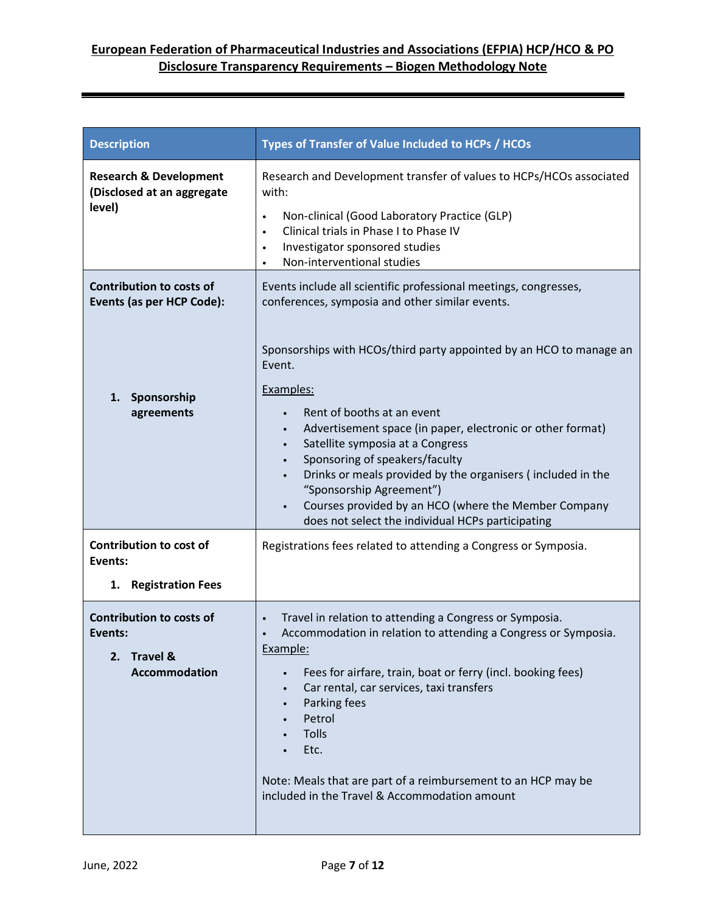| Description | Types of Transfer of Value Included to HCPs / HCOs |
|---|---|
| **Research & Development (Disclosed at an aggregate level)** | Research and Development transfer of values to HCPs/HCOs associated with:<br>• Non-clinical (Good Laboratory Practice (GLP)<br>• Clinical trials in Phase I to Phase IV<br>• Investigator sponsored studies<br>• Non-interventional studies |
| **Contribution to costs of Events (as per HCP Code):**<br><br>**1. Sponsorship agreements** | Events include all scientific professional meetings, congresses, conferences, symposia and other similar events.<br><br>Sponsorships with HCOs/third party appointed by an HCO to manage an Event.<br><br>Examples:<br>• Rent of booths at an event<br>• Advertisement space (in paper, electronic or other format)<br>• Satellite symposia at a Congress<br>• Sponsoring of speakers/faculty<br>• Drinks or meals provided by the organisers ( included in the "Sponsorship Agreement")<br>• Courses provided by an HCO (where the Member Company does not select the individual HCPs participating |
| **Contribution to cost of Events:**<br><br>**1. Registration Fees** | Registrations fees related to attending a Congress or Symposia. |
| **Contribution to costs of Events:**<br><br>**2. Travel & Accommodation** | • Travel in relation to attending a Congress or Symposia.<br>• Accommodation in relation to attending a Congress or Symposia.<br>Example:<br>• Fees for airfare, train, boat or ferry (incl. booking fees)<br>• Car rental, car services, taxi transfers<br>• Parking fees<br>• Petrol<br>• Tolls<br>• Etc.<br><br>Note: Meals that are part of a reimbursement to an HCP may be included in the Travel & Accommodation amount |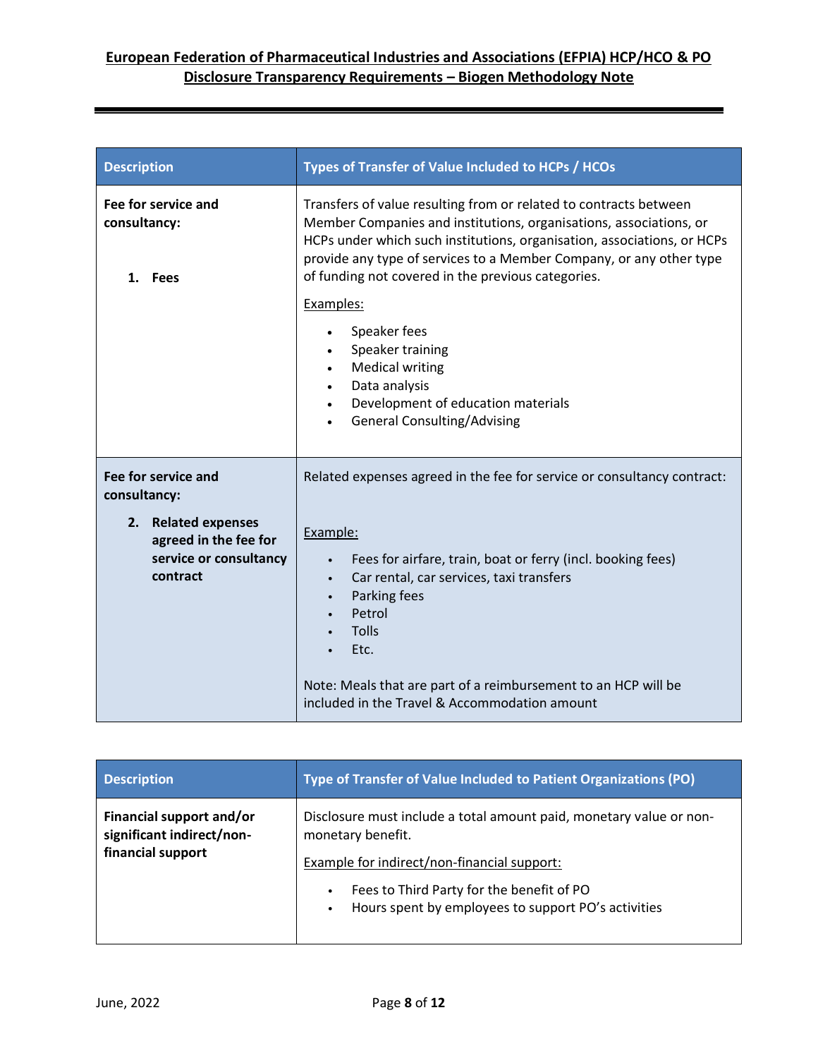| Description | Types of Transfer of Value Included to HCPs / HCOs |
| --- | --- |
| **Fee for service and consultancy:**<br><br>**1. Fees** | Transfers of value resulting from or related to contracts between Member Companies and institutions, organisations, associations, or HCPs under which such institutions, organisation, associations, or HCPs provide any type of services to a Member Company, or any other type of funding not covered in the previous categories.<br><br>Examples:<br>• Speaker fees<br>• Speaker training<br>• Medical writing<br>• Data analysis<br>• Development of education materials<br>• General Consulting/Advising |
| **Fee for service and consultancy:**<br><br>**2. Related expenses agreed in the fee for service or consultancy contract** | Related expenses agreed in the fee for service or consultancy contract:<br><br>Example:<br>• Fees for airfare, train, boat or ferry (incl. booking fees)<br>• Car rental, car services, taxi transfers<br>• Parking fees<br>• Petrol<br>• Tolls<br>• Etc.<br><br>Note: Meals that are part of a reimbursement to an HCP will be included in the Travel & Accommodation amount |

| Description | Type of Transfer of Value Included to Patient Organizations (PO) |
| --- | --- |
| **Financial support and/or significant indirect/non-financial support** | Disclosure must include a total amount paid, monetary value or non-monetary benefit.<br><br>Example for indirect/non-financial support:<br>• Fees to Third Party for the benefit of PO<br>• Hours spent by employees to support PO's activities |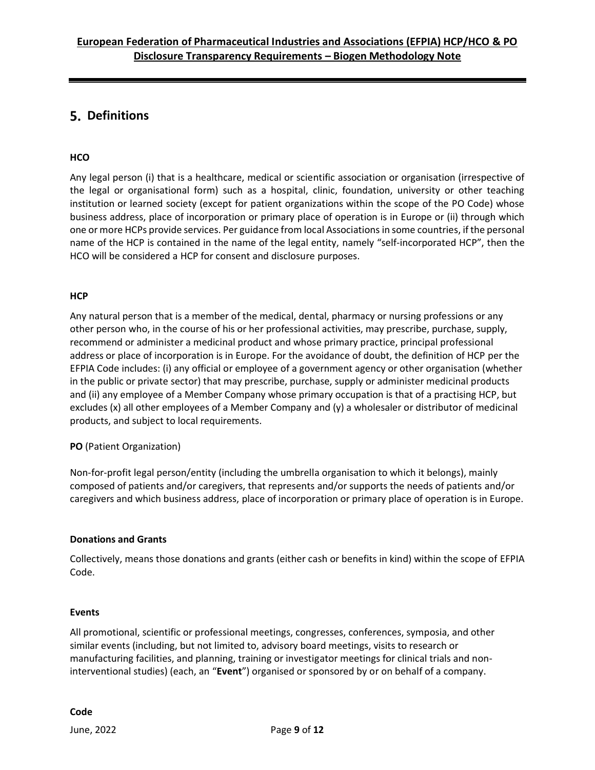## 5. Definitions

**HCO**

Any legal person (i) that is a healthcare, medical or scientific association or organisation (irrespective of the legal or organisational form) such as a hospital, clinic, foundation, university or other teaching institution or learned society (except for patient organizations within the scope of the PO Code) whose business address, place of incorporation or primary place of operation is in Europe or (ii) through which one or more HCPs provide services. Per guidance from local Associations in some countries, if the personal name of the HCP is contained in the name of the legal entity, namely "self-incorporated HCP", then the HCO will be considered a HCP for consent and disclosure purposes.

**HCP**

Any natural person that is a member of the medical, dental, pharmacy or nursing professions or any other person who, in the course of his or her professional activities, may prescribe, purchase, supply, recommend or administer a medicinal product and whose primary practice, principal professional address or place of incorporation is in Europe. For the avoidance of doubt, the definition of HCP per the EFPIA Code includes: (i) any official or employee of a government agency or other organisation (whether in the public or private sector) that may prescribe, purchase, supply or administer medicinal products and (ii) any employee of a Member Company whose primary occupation is that of a practising HCP, but excludes (x) all other employees of a Member Company and (y) a wholesaler or distributor of medicinal products, and subject to local requirements.

**PO** (Patient Organization)

Non-for-profit legal person/entity (including the umbrella organisation to which it belongs), mainly composed of patients and/or caregivers, that represents and/or supports the needs of patients and/or caregivers and which business address, place of incorporation or primary place of operation is in Europe.

**Donations and Grants**

Collectively, means those donations and grants (either cash or benefits in kind) within the scope of EFPIA Code.

**Events**

All promotional, scientific or professional meetings, congresses, conferences, symposia, and other similar events (including, but not limited to, advisory board meetings, visits to research or manufacturing facilities, and planning, training or investigator meetings for clinical trials and non-interventional studies) (each, an "**Event**") organised or sponsored by or on behalf of a company.

**Code**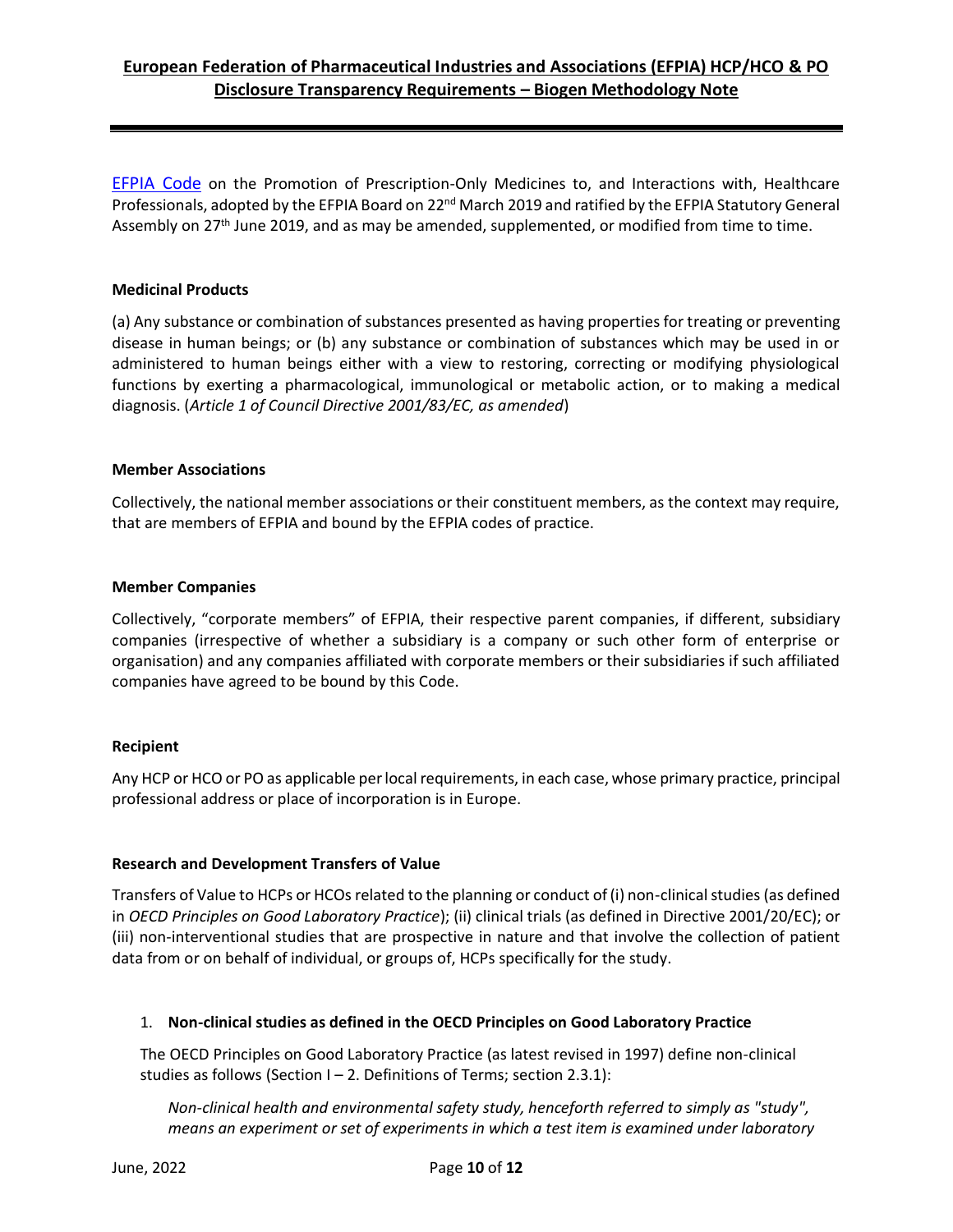EFPIA Code on the Promotion of Prescription-Only Medicines to, and Interactions with, Healthcare Professionals, adopted by the EFPIA Board on 22nd March 2019 and ratified by the EFPIA Statutory General Assembly on 27th June 2019, and as may be amended, supplemented, or modified from time to time.

**Medicinal Products**

(a) Any substance or combination of substances presented as having properties for treating or preventing disease in human beings; or (b) any substance or combination of substances which may be used in or administered to human beings either with a view to restoring, correcting or modifying physiological functions by exerting a pharmacological, immunological or metabolic action, or to making a medical diagnosis. (*Article 1 of Council Directive 2001/83/EC, as amended*)

**Member Associations**

Collectively, the national member associations or their constituent members, as the context may require, that are members of EFPIA and bound by the EFPIA codes of practice.

**Member Companies**

Collectively, "corporate members" of EFPIA, their respective parent companies, if different, subsidiary companies (irrespective of whether a subsidiary is a company or such other form of enterprise or organisation) and any companies affiliated with corporate members or their subsidiaries if such affiliated companies have agreed to be bound by this Code.

**Recipient**

Any HCP or HCO or PO as applicable per local requirements, in each case, whose primary practice, principal professional address or place of incorporation is in Europe.

**Research and Development Transfers of Value**

Transfers of Value to HCPs or HCOs related to the planning or conduct of (i) non-clinical studies (as defined in *OECD Principles on Good Laboratory Practice*); (ii) clinical trials (as defined in Directive 2001/20/EC); or (iii) non-interventional studies that are prospective in nature and that involve the collection of patient data from or on behalf of individual, or groups of, HCPs specifically for the study.

1. **Non-clinical studies as defined in the OECD Principles on Good Laboratory Practice**

   The OECD Principles on Good Laboratory Practice (as latest revised in 1997) define non-clinical studies as follows (Section I – 2. Definitions of Terms; section 2.3.1):

   *Non-clinical health and environmental safety study, henceforth referred to simply as "study", means an experiment or set of experiments in which a test item is examined under laboratory*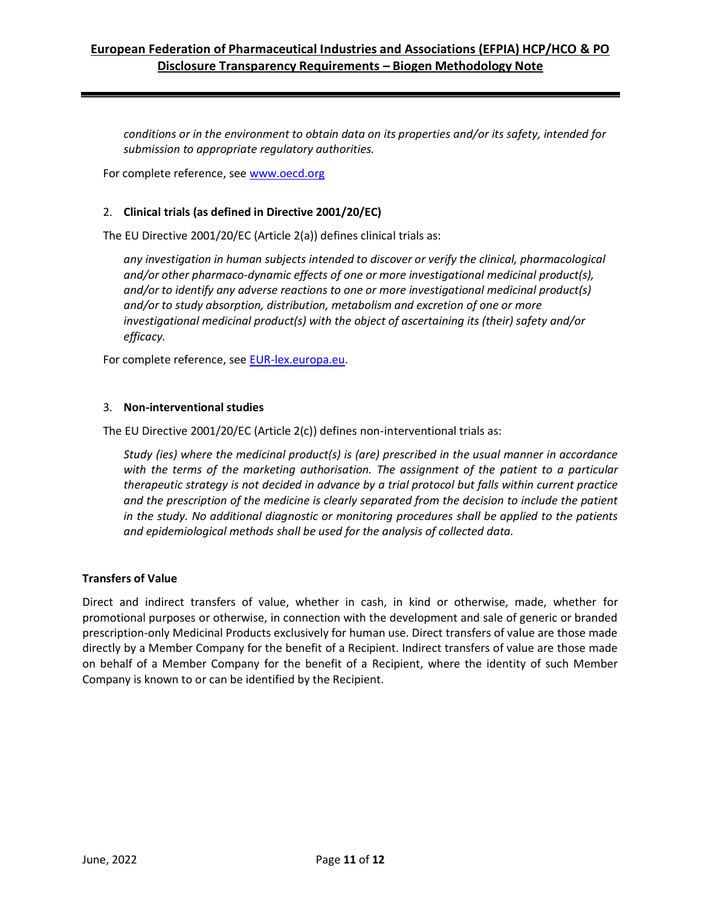*conditions or in the environment to obtain data on its properties and/or its safety, intended for submission to appropriate regulatory authorities.*

For complete reference, see [www.oecd.org](www.oecd.org)

2. **Clinical trials (as defined in Directive 2001/20/EC)**

The EU Directive 2001/20/EC (Article 2(a)) defines clinical trials as:

*any investigation in human subjects intended to discover or verify the clinical, pharmacological and/or other pharmaco-dynamic effects of one or more investigational medicinal product(s), and/or to identify any adverse reactions to one or more investigational medicinal product(s) and/or to study absorption, distribution, metabolism and excretion of one or more investigational medicinal product(s) with the object of ascertaining its (their) safety and/or efficacy.*

For complete reference, see [EUR-lex.europa.eu](EUR-lex.europa.eu).

3. **Non-interventional studies**

The EU Directive 2001/20/EC (Article 2(c)) defines non-interventional trials as:

*Study (ies) where the medicinal product(s) is (are) prescribed in the usual manner in accordance with the terms of the marketing authorisation. The assignment of the patient to a particular therapeutic strategy is not decided in advance by a trial protocol but falls within current practice and the prescription of the medicine is clearly separated from the decision to include the patient in the study. No additional diagnostic or monitoring procedures shall be applied to the patients and epidemiological methods shall be used for the analysis of collected data.*

**Transfers of Value**

Direct and indirect transfers of value, whether in cash, in kind or otherwise, made, whether for promotional purposes or otherwise, in connection with the development and sale of generic or branded prescription-only Medicinal Products exclusively for human use. Direct transfers of value are those made directly by a Member Company for the benefit of a Recipient. Indirect transfers of value are those made on behalf of a Member Company for the benefit of a Recipient, where the identity of such Member Company is known to or can be identified by the Recipient.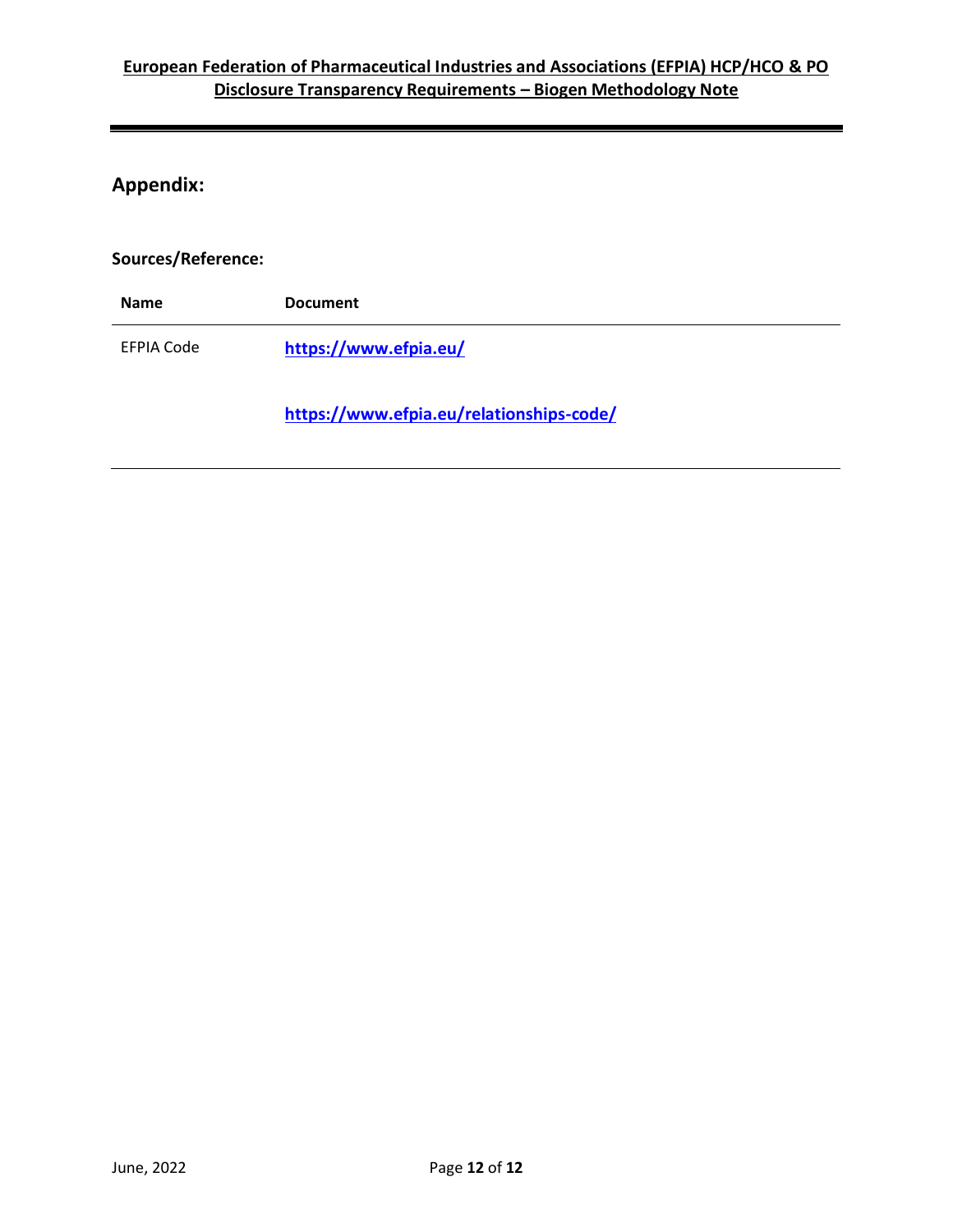## Appendix:

### Sources/Reference:

| Name | Document |
|---|---|
| EFPIA Code | **https://www.efpia.eu/** <br><br> **https://www.efpia.eu/relationships-code/** |